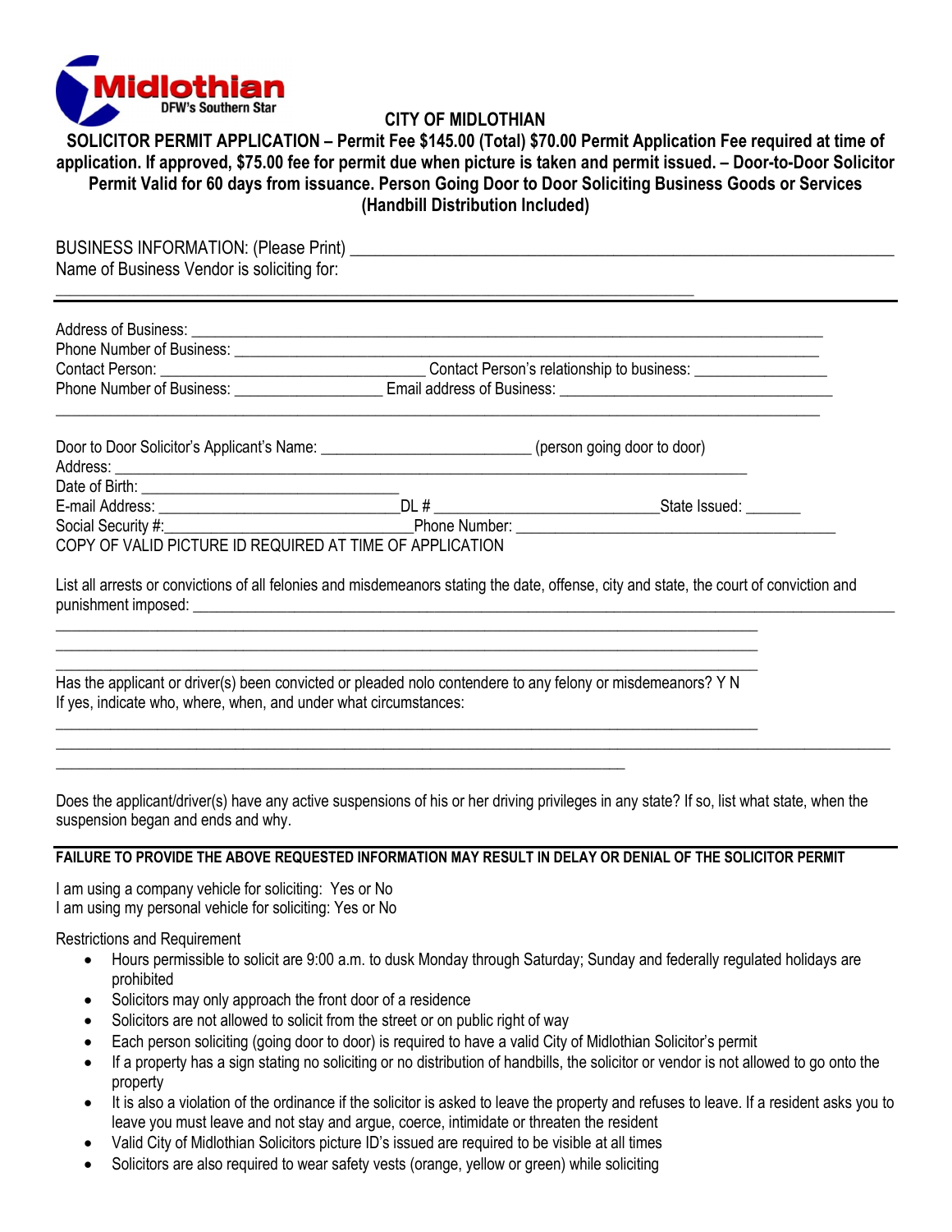Midlothian
DFW's Southern Star

# CITY OF MIDLOTHIAN

**SOLICITOR PERMIT APPLICATION – Permit Fee $145.00 (Total) $70.00 Permit Application Fee required at time of application. If approved, $75.00 fee for permit due when picture is taken and permit issued. – Door-to-Door Solicitor Permit Valid for 60 days from issuance. Person Going Door to Door Soliciting Business Goods or Services (Handbill Distribution Included)**

BUSINESS INFORMATION: (Please Print) ______________________________
Name of Business Vendor is soliciting for:
______________________________

---

Address of Business: ______________________________
Phone Number of Business: ______________________________
Contact Person: ______________________________ Contact Person's relationship to business: ________________
Phone Number of Business: __________________ Email address of Business: ______________________________
______________________________

Door to Door Solicitor's Applicant's Name: __________________________ (person going door to door)
Address: ______________________________
Date of Birth: ______________________________
E-mail Address: ______________________________DL # __________________________State Issued: _______
Social Security #:______________________________Phone Number: ______________________________
COPY OF VALID PICTURE ID REQUIRED AT TIME OF APPLICATION

List all arrests or convictions of all felonies and misdemeanors stating the date, offense, city and state, the court of conviction and punishment imposed: ______________________________
______________________________
______________________________
______________________________

Has the applicant or driver(s) been convicted or pleaded nolo contendere to any felony or misdemeanors? Y N
If yes, indicate who, where, when, and under what circumstances:
______________________________
______________________________
______________________________

Does the applicant/driver(s) have any active suspensions of his or her driving privileges in any state? If so, list what state, when the suspension began and ends and why.

---

**FAILURE TO PROVIDE THE ABOVE REQUESTED INFORMATION MAY RESULT IN DELAY OR DENIAL OF THE SOLICITOR PERMIT**

I am using a company vehicle for soliciting: Yes or No
I am using my personal vehicle for soliciting: Yes or No

Restrictions and Requirement

- Hours permissible to solicit are 9:00 a.m. to dusk Monday through Saturday; Sunday and federally regulated holidays are prohibited
- Solicitors may only approach the front door of a residence
- Solicitors are not allowed to solicit from the street or on public right of way
- Each person soliciting (going door to door) is required to have a valid City of Midlothian Solicitor's permit
- If a property has a sign stating no soliciting or no distribution of handbills, the solicitor or vendor is not allowed to go onto the property
- It is also a violation of the ordinance if the solicitor is asked to leave the property and refuses to leave. If a resident asks you to leave you must leave and not stay and argue, coerce, intimidate or threaten the resident
- Valid City of Midlothian Solicitors picture ID's issued are required to be visible at all times
- Solicitors are also required to wear safety vests (orange, yellow or green) while soliciting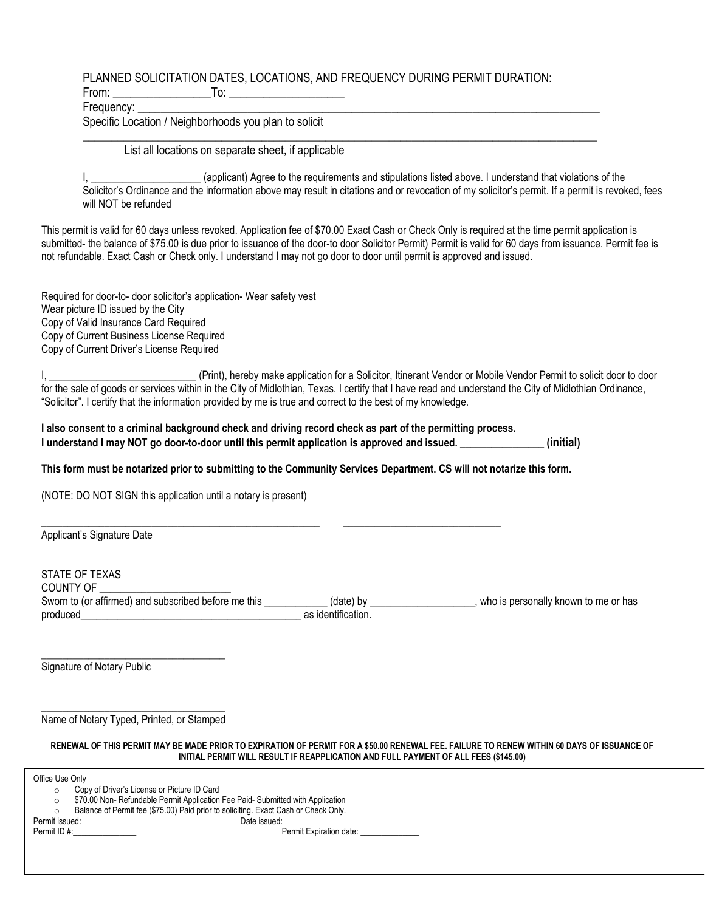PLANNED SOLICITATION DATES, LOCATIONS, AND FREQUENCY DURING PERMIT DURATION:

From: ________________To: ___________________

Frequency: ___________________________________________________________________________________

Specific Location / Neighborhoods you plan to solicit

_____________________________________________________________________________________________

List all locations on separate sheet, if applicable

I, ____________________ (applicant) Agree to the requirements and stipulations listed above. I understand that violations of the Solicitor's Ordinance and the information above may result in citations and or revocation of my solicitor's permit. If a permit is revoked, fees will NOT be refunded

This permit is valid for 60 days unless revoked. Application fee of $70.00 Exact Cash or Check Only is required at the time permit application is submitted- the balance of $75.00 is due prior to issuance of the door-to door Solicitor Permit) Permit is valid for 60 days from issuance. Permit fee is not refundable. Exact Cash or Check only. I understand I may not go door to door until permit is approved and issued.

Required for door-to- door solicitor's application- Wear safety vest
Wear picture ID issued by the City
Copy of Valid Insurance Card Required
Copy of Current Business License Required
Copy of Current Driver's License Required

I, ___________________________ (Print), hereby make application for a Solicitor, Itinerant Vendor or Mobile Vendor Permit to solicit door to door for the sale of goods or services within in the City of Midlothian, Texas. I certify that I have read and understand the City of Midlothian Ordinance, "Solicitor". I certify that the information provided by me is true and correct to the best of my knowledge.

**I also consent to a criminal background check and driving record check as part of the permitting process.**
**I understand I may NOT go door-to-door until this permit application is approved and issued. _______________ (initial)**

**This form must be notarized prior to submitting to the Community Services Department. CS will not notarize this form.**

(NOTE: DO NOT SIGN this application until a notary is present)

_____________________________________________________ _____________________________

Applicant's Signature Date

STATE OF TEXAS

COUNTY OF ________________________

Sworn to (or affirmed) and subscribed before me this ____________ (date) by ___________________, who is personally known to me or has produced__________________________________________ as identification.

___________________________________

Signature of Notary Public

___________________________________

Name of Notary Typed, Printed, or Stamped

**RENEWAL OF THIS PERMIT MAY BE MADE PRIOR TO EXPIRATION OF PERMIT FOR A $50.00 RENEWAL FEE. FAILURE TO RENEW WITHIN 60 DAYS OF ISSUANCE OF INITIAL PERMIT WILL RESULT IF REAPPLICATION AND FULL PAYMENT OF ALL FEES ($145.00)**

Office Use Only

- Copy of Driver's License or Picture ID Card
- $70.00 Non- Refundable Permit Application Fee Paid- Submitted with Application
- Balance of Permit fee ($75.00) Paid prior to soliciting. Exact Cash or Check Only.

Permit issued: _____________ Date issued: ______________________

Permit ID #:______________ Permit Expiration date: _____________